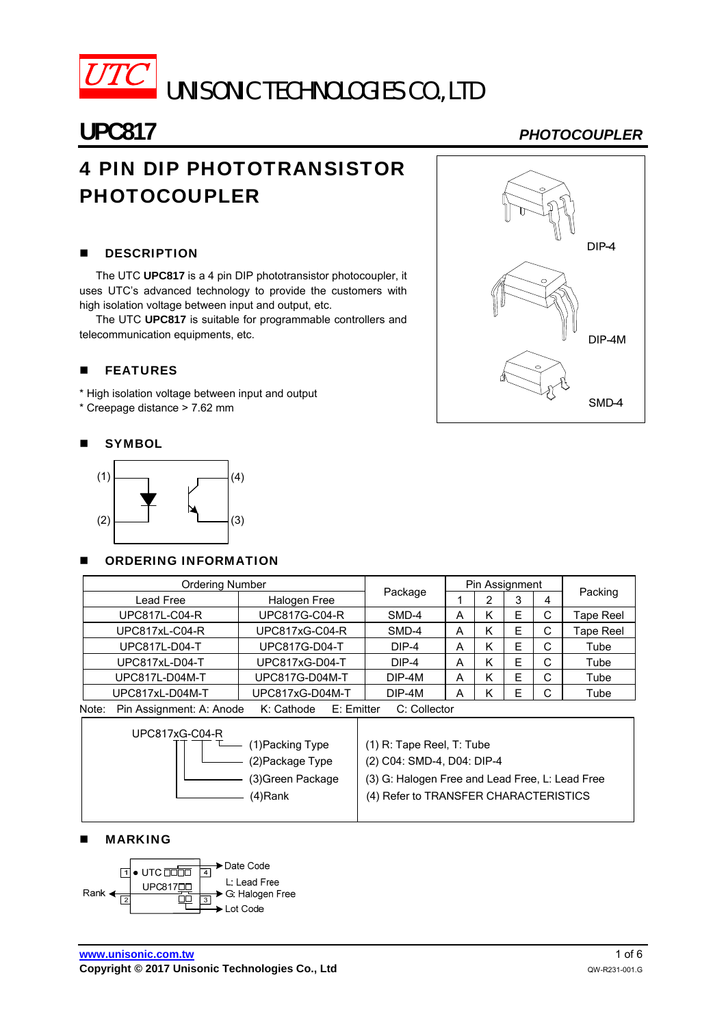# UTC UNISONIC TECHNOLOGIES CO., LTD

## UPC817 — PHOTOCOUPLER

# 4 PIN DIP PHOTOTRANSISTOR PHOTOCOUPLER

DIP-4

DIP-4M

SMD-4

## ■ DESCRIPTION

The UTC **UPC817** is a 4 pin DIP phototransistor photocoupler, it uses UTC's advanced technology to provide the customers with high isolation voltage between input and output, etc.

The UTC **UPC817** is suitable for programmable controllers and telecommunication equipments, etc.

## ■ FEATURES

* High isolation voltage between input and output
* Creepage distance > 7.62 mm

## ■ SYMBOL

(1) (2) (3) (4)

## ■ ORDERING INFORMATION

| Ordering Number | | Package | Pin Assignment | | | | Packing |
|---|---|---|---|---|---|---|---|
| Lead Free | Halogen Free | | 1 | 2 | 3 | 4 | |
| UPC817L-C04-R | UPC817G-C04-R | SMD-4 | A | K | E | C | Tape Reel |
| UPC817xL-C04-R | UPC817xG-C04-R | SMD-4 | A | K | E | C | Tape Reel |
| UPC817L-D04-T | UPC817G-D04-T | DIP-4 | A | K | E | C | Tube |
| UPC817xL-D04-T | UPC817xG-D04-T | DIP-4 | A | K | E | C | Tube |
| UPC817L-D04M-T | UPC817G-D04M-T | DIP-4M | A | K | E | C | Tube |
| UPC817xL-D04M-T | UPC817xG-D04M-T | DIP-4M | A | K | E | C | Tube |

Note: Pin Assignment: A: Anode K: Cathode E: Emitter C: Collector

UPC817xG-C04-R

| | |
|---|---|
| (1)Packing Type | (1) R: Tape Reel, T: Tube |
| (2)Package Type | (2) C04: SMD-4, D04: DIP-4 |
| (3)Green Package | (3) G: Halogen Free and Lead Free, L: Lead Free |
| (4)Rank | (4) Refer to TRANSFER CHARACTERISTICS |

## ■ MARKING

UTC □□□□ → Date Code

UPC817□□ → L: Lead Free, G: Halogen Free

Rank

Lot Code

www.unisonic.com.tw

Copyright © 2017 Unisonic Technologies Co., Ltd

QW-R231-001.G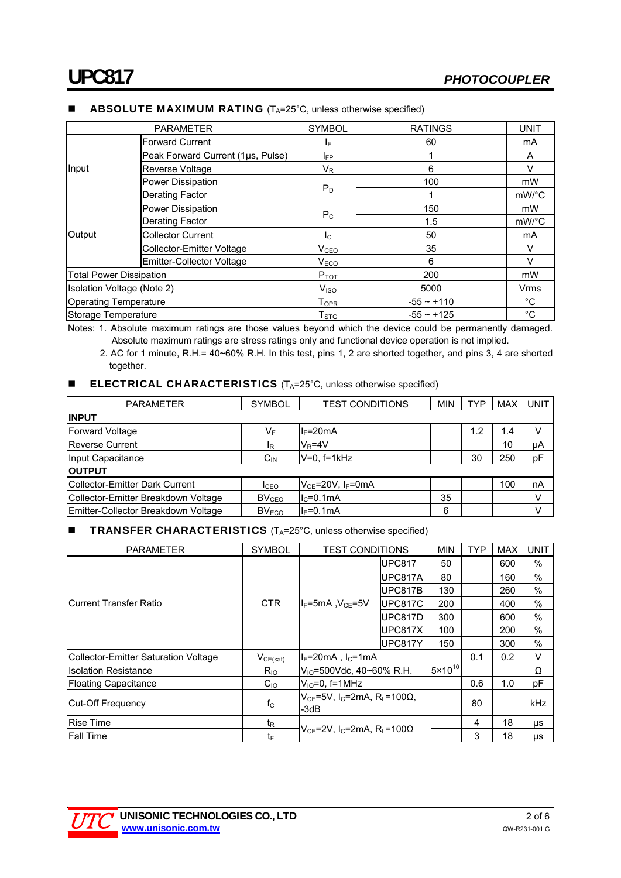## ABSOLUTE MAXIMUM RATING ($T_A$=25°C, unless otherwise specified)

| PARAMETER | | SYMBOL | RATINGS | UNIT |
|---|---|---|---|---|
| Input | Forward Current | $I_F$ | 60 | mA |
| | Peak Forward Current (1μs, Pulse) | $I_{FP}$ | 1 | A |
| | Reverse Voltage | $V_R$ | 6 | V |
| | Power Dissipation | $P_D$ | 100 | mW |
| | Derating Factor | | 1 | mW/°C |
| Output | Power Dissipation | $P_C$ | 150 | mW |
| | Derating Factor | | 1.5 | mW/°C |
| | Collector Current | $I_C$ | 50 | mA |
| | Collector-Emitter Voltage | $V_{CEO}$ | 35 | V |
| | Emitter-Collector Voltage | $V_{ECO}$ | 6 | V |
| Total Power Dissipation | | $P_{TOT}$ | 200 | mW |
| Isolation Voltage (Note 2) | | $V_{ISO}$ | 5000 | Vrms |
| Operating Temperature | | $T_{OPR}$ | -55 ~ +110 | °C |
| Storage Temperature | | $T_{STG}$ | -55 ~ +125 | °C |

Notes: 1. Absolute maximum ratings are those values beyond which the device could be permanently damaged. Absolute maximum ratings are stress ratings only and functional device operation is not implied.
2. AC for 1 minute, R.H.= 40~60% R.H. In this test, pins 1, 2 are shorted together, and pins 3, 4 are shorted together.

## ELECTRICAL CHARACTERISTICS ($T_A$=25°C, unless otherwise specified)

| PARAMETER | SYMBOL | TEST CONDITIONS | MIN | TYP | MAX | UNIT |
|---|---|---|---|---|---|---|
| **INPUT** | | | | | | |
| Forward Voltage | $V_F$ | $I_F$=20mA | | 1.2 | 1.4 | V |
| Reverse Current | $I_R$ | $V_R$=4V | | | 10 | μA |
| Input Capacitance | $C_{IN}$ | V=0, f=1kHz | | 30 | 250 | pF |
| **OUTPUT** | | | | | | |
| Collector-Emitter Dark Current | $I_{CEO}$ | $V_{CE}$=20V, $I_F$=0mA | | | 100 | nA |
| Collector-Emitter Breakdown Voltage | $BV_{CEO}$ | $I_C$=0.1mA | 35 | | | V |
| Emitter-Collector Breakdown Voltage | $BV_{ECO}$ | $I_E$=0.1mA | 6 | | | V |

## TRANSFER CHARACTERISTICS ($T_A$=25°C, unless otherwise specified)

| PARAMETER | SYMBOL | TEST CONDITIONS | | MIN | TYP | MAX | UNIT |
|---|---|---|---|---|---|---|---|
| Current Transfer Ratio | CTR | $I_F$=5mA ,$V_{CE}$=5V | UPC817 | 50 | | 600 | % |
| | | | UPC817A | 80 | | 160 | % |
| | | | UPC817B | 130 | | 260 | % |
| | | | UPC817C | 200 | | 400 | % |
| | | | UPC817D | 300 | | 600 | % |
| | | | UPC817X | 100 | | 200 | % |
| | | | UPC817Y | 150 | | 300 | % |
| Collector-Emitter Saturation Voltage | $V_{CE(sat)}$ | $I_F$=20mA , $I_C$=1mA | | | 0.1 | 0.2 | V |
| Isolation Resistance | $R_{IO}$ | $V_{IO}$=500Vdc, 40~60% R.H. | | $5\times10^{10}$ | | | Ω |
| Floating Capacitance | $C_{IO}$ | $V_{IO}$=0, f=1MHz | | | 0.6 | 1.0 | pF |
| Cut-Off Frequency | $f_C$ | $V_{CE}$=5V, $I_C$=2mA, $R_L$=100Ω, -3dB | | | 80 | | kHz |
| Rise Time | $t_R$ | $V_{CE}$=2V, $I_C$=2mA, $R_L$=100Ω | | | 4 | 18 | μs |
| Fall Time | $t_F$ | | | | 3 | 18 | μs |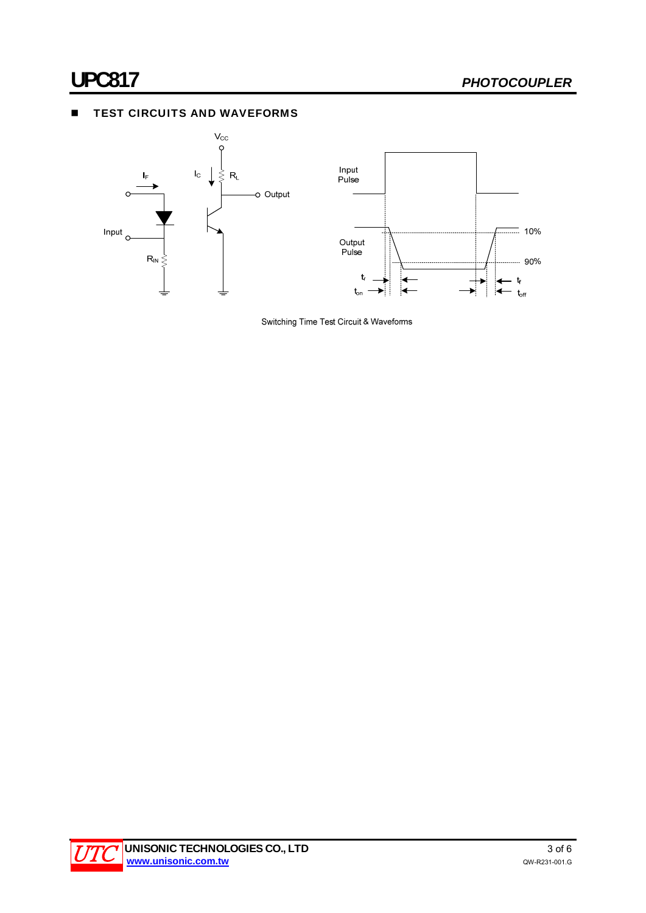## TEST CIRCUITS AND WAVEFORMS

Switching Time Test Circuit & Waveforms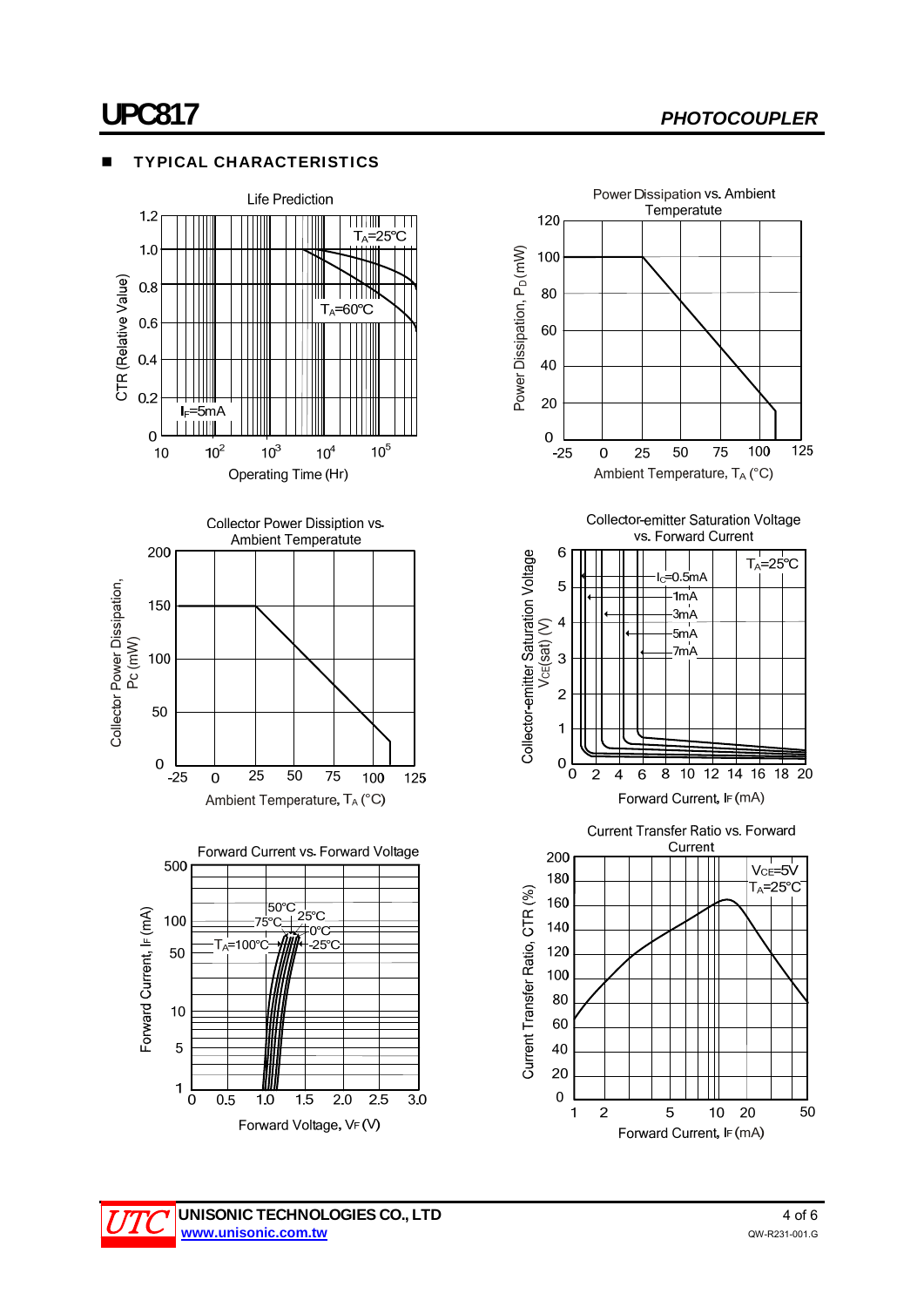## ■ TYPICAL CHARACTERISTICS

Life Prediction

CTR (Relative Value)

$T_A$=25°C

$T_A$=60°C

$I_F$=5mA

Operating Time (Hr)

Power Dissipation vs. Ambient Temperature

Power Dissipation, $P_D$ (mW)

Ambient Temperature, $T_A$ (°C)

Collector Power Dissipation vs. Ambient Temperature

Collector Power Dissipation, Pc (mW)

Ambient Temperature, $T_A$ (°C)

Collector-emitter Saturation Voltage vs. Forward Current

Collector-emitter Saturation Voltage $V_{CE}$(sat) (V)

$T_A$=25°C

$I_C$=0.5mA, 1mA, 3mA, 5mA, 7mA

Forward Current, $I_F$ (mA)

Forward Current vs. Forward Voltage

Forward Current, $I_F$ (mA)

$T_A$=100°C, 75°C, 50°C, 25°C, 0°C, -25°C

Forward Voltage, $V_F$ (V)

Current Transfer Ratio vs. Forward Current

Current Transfer Ratio, CTR (%)

$V_{CE}$=5V
$T_A$=25°C

Forward Current, $I_F$ (mA)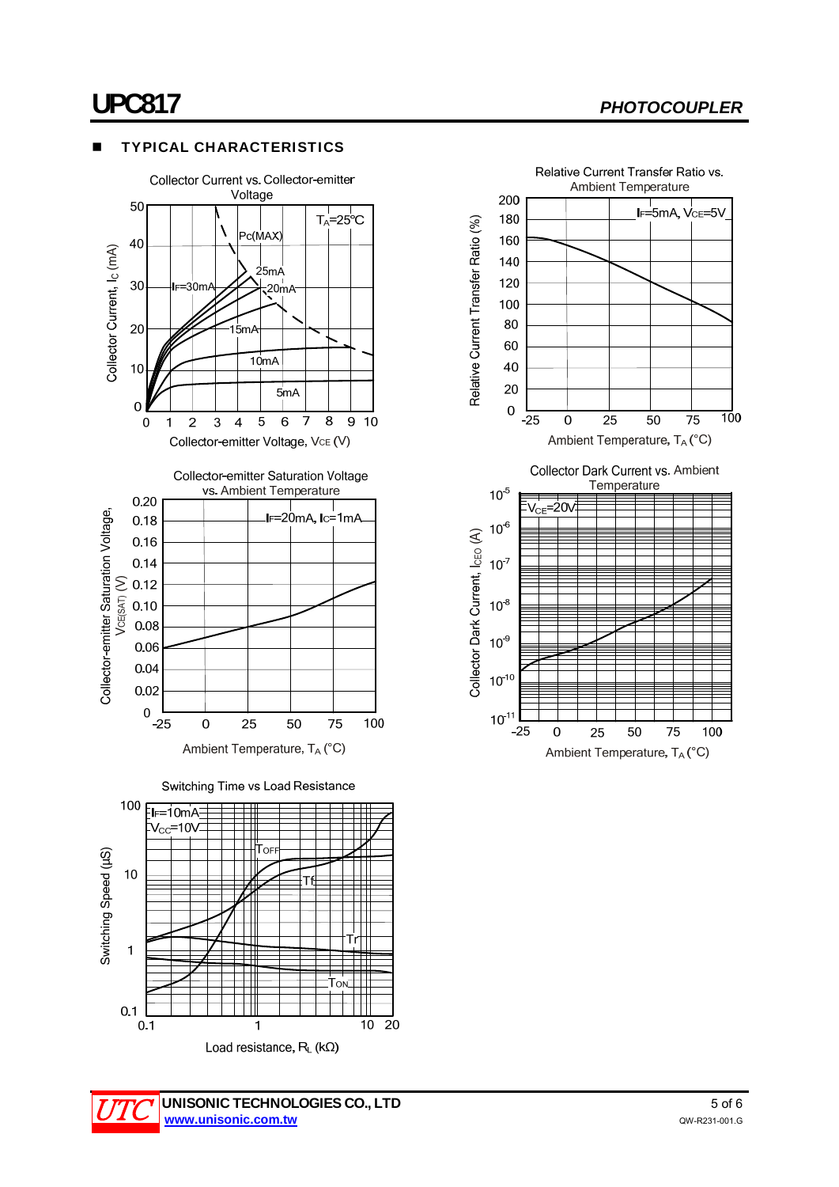## TYPICAL CHARACTERISTICS

Collector Current vs. Collector-emitter Voltage

$T_A$=25°C

Pc(MAX)

$I_F$=30mA, 25mA, 20mA, 15mA, 10mA, 5mA

Collector Current, $I_C$ (mA)

Collector-emitter Voltage, $V_{CE}$ (V)

Relative Current Transfer Ratio vs. Ambient Temperature

$I_F$=5mA, $V_{CE}$=5V

Relative Current Transfer Ratio (%)

Ambient Temperature, $T_A$ (°C)

Collector-emitter Saturation Voltage vs. Ambient Temperature

$I_F$=20mA, $I_C$=1mA

Collector-emitter Saturation Voltage, $V_{CE(SAT)}$ (V)

Ambient Temperature, $T_A$ (°C)

Collector Dark Current vs. Ambient Temperature

$V_{CE}$=20V

Collector Dark Current, $I_{CEO}$ (A)

Ambient Temperature, $T_A$ (°C)

Switching Time vs Load Resistance

$I_F$=10mA

$V_{CC}$=10V

$T_{OFF}$, Tf, Tr, $T_{ON}$

Switching Speed (μS)

Load resistance, $R_L$ (kΩ)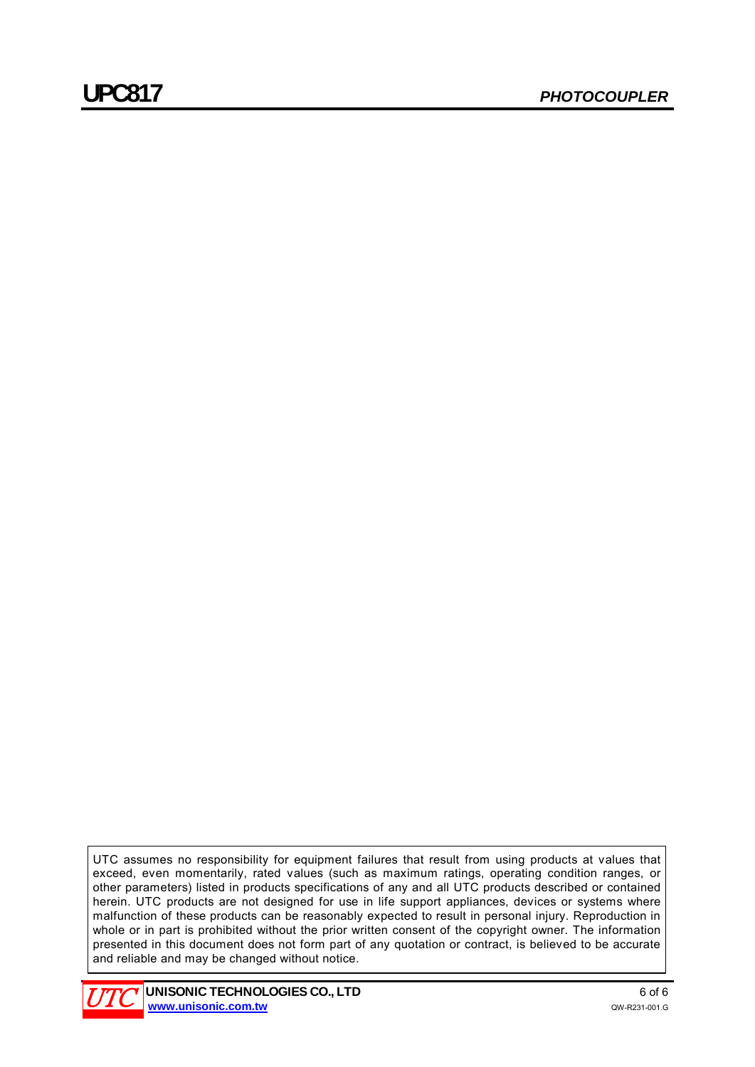UTC assumes no responsibility for equipment failures that result from using products at values that exceed, even momentarily, rated values (such as maximum ratings, operating condition ranges, or other parameters) listed in products specifications of any and all UTC products described or contained herein. UTC products are not designed for use in life support appliances, devices or systems where malfunction of these products can be reasonably expected to result in personal injury. Reproduction in whole or in part is prohibited without the prior written consent of the copyright owner. The information presented in this document does not form part of any quotation or contract, is believed to be accurate and reliable and may be changed without notice.